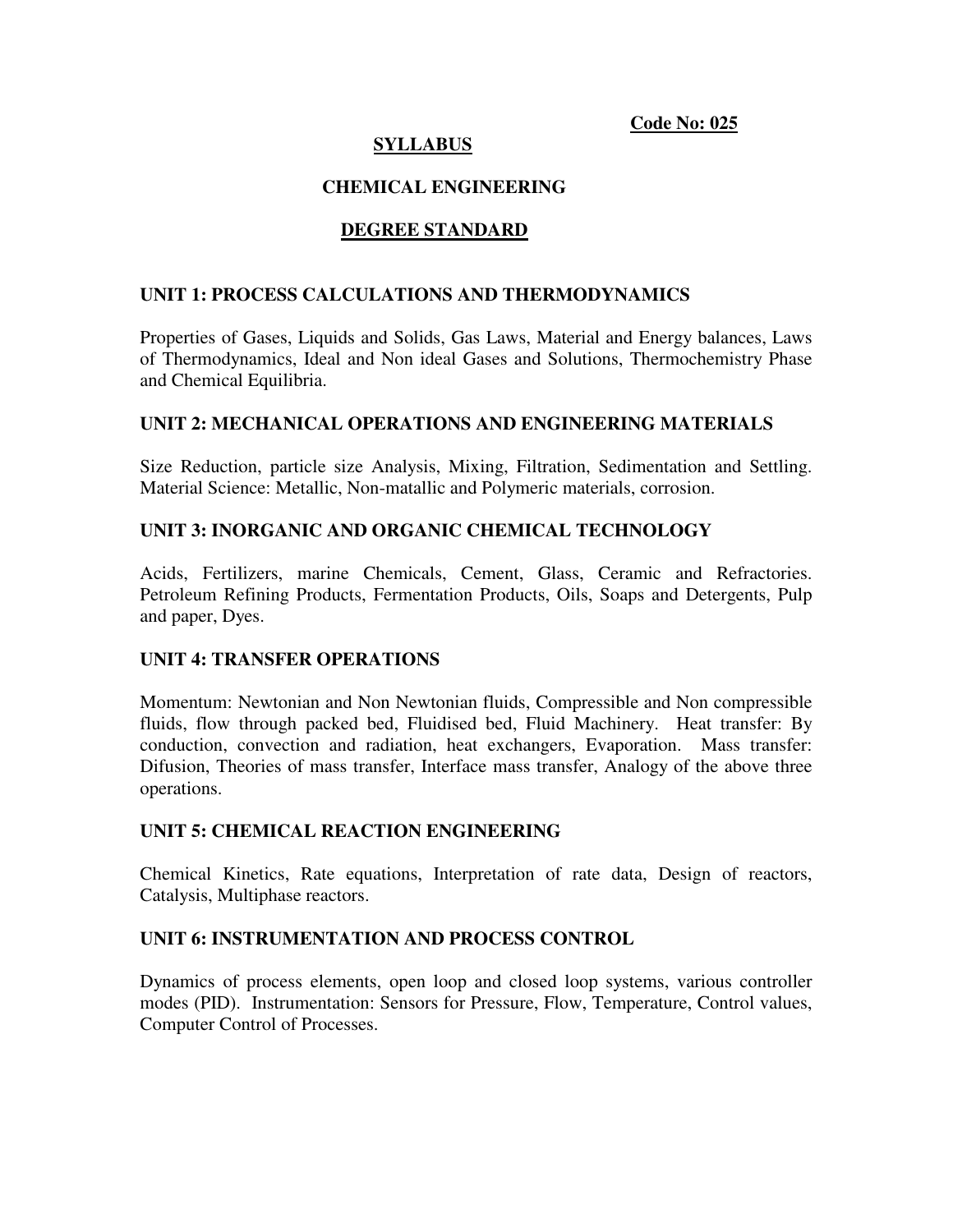**Code No: 025**

# SYLLABUS

## CHEMICAL ENGINEERING

## DEGREE STANDARD

### UNIT 1: PROCESS CALCULATIONS AND THERMODYNAMICS

Properties of Gases, Liquids and Solids, Gas Laws, Material and Energy balances, Laws of Thermodynamics, Ideal and Non ideal Gases and Solutions, Thermochemistry Phase and Chemical Equilibria.

### UNIT 2: MECHANICAL OPERATIONS AND ENGINEERING MATERIALS

Size Reduction, particle size Analysis, Mixing, Filtration, Sedimentation and Settling. Material Science: Metallic, Non-matallic and Polymeric materials, corrosion.

### UNIT 3: INORGANIC AND ORGANIC CHEMICAL TECHNOLOGY

Acids, Fertilizers, marine Chemicals, Cement, Glass, Ceramic and Refractories. Petroleum Refining Products, Fermentation Products, Oils, Soaps and Detergents, Pulp and paper, Dyes.

### UNIT 4: TRANSFER OPERATIONS

Momentum: Newtonian and Non Newtonian fluids, Compressible and Non compressible fluids, flow through packed bed, Fluidised bed, Fluid Machinery. Heat transfer: By conduction, convection and radiation, heat exchangers, Evaporation. Mass transfer: Difusion, Theories of mass transfer, Interface mass transfer, Analogy of the above three operations.

### UNIT 5: CHEMICAL REACTION ENGINEERING

Chemical Kinetics, Rate equations, Interpretation of rate data, Design of reactors, Catalysis, Multiphase reactors.

### UNIT 6: INSTRUMENTATION AND PROCESS CONTROL

Dynamics of process elements, open loop and closed loop systems, various controller modes (PID). Instrumentation: Sensors for Pressure, Flow, Temperature, Control values, Computer Control of Processes.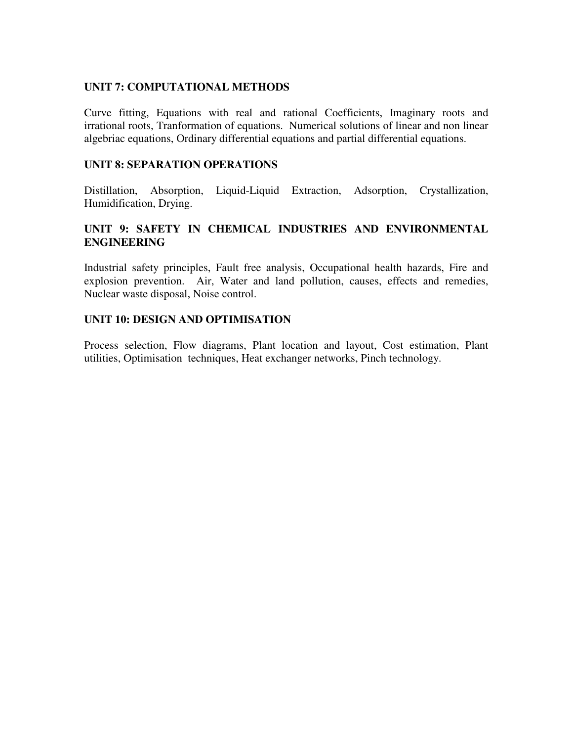## UNIT 7: COMPUTATIONAL METHODS

Curve fitting, Equations with real and rational Coefficients, Imaginary roots and irrational roots, Tranformation of equations. Numerical solutions of linear and non linear algebriac equations, Ordinary differential equations and partial differential equations.

## UNIT 8: SEPARATION OPERATIONS

Distillation, Absorption, Liquid-Liquid Extraction, Adsorption, Crystallization, Humidification, Drying.

## UNIT 9: SAFETY IN CHEMICAL INDUSTRIES AND ENVIRONMENTAL ENGINEERING

Industrial safety principles, Fault free analysis, Occupational health hazards, Fire and explosion prevention. Air, Water and land pollution, causes, effects and remedies, Nuclear waste disposal, Noise control.

## UNIT 10: DESIGN AND OPTIMISATION

Process selection, Flow diagrams, Plant location and layout, Cost estimation, Plant utilities, Optimisation techniques, Heat exchanger networks, Pinch technology.